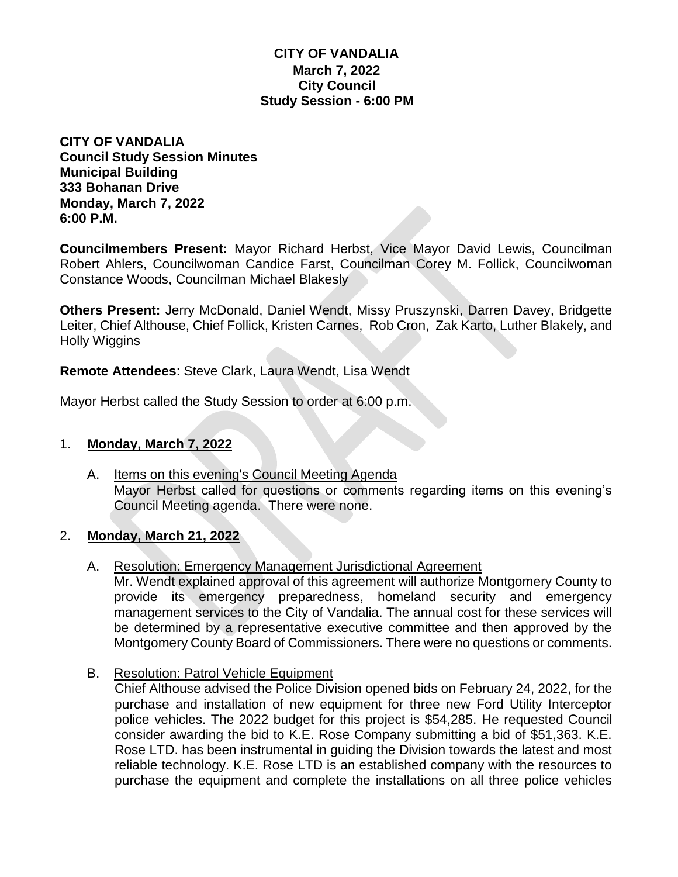# CITY OF VANDALIA
**March 7, 2022**
**City Council**
**Study Session - 6:00 PM**

**CITY OF VANDALIA**
**Council Study Session Minutes**
**Municipal Building**
**333 Bohanan Drive**
**Monday, March 7, 2022**
**6:00 P.M.**

**Councilmembers Present:** Mayor Richard Herbst, Vice Mayor David Lewis, Councilman Robert Ahlers, Councilwoman Candice Farst, Councilman Corey M. Follick, Councilwoman Constance Woods, Councilman Michael Blakesly

**Others Present:** Jerry McDonald, Daniel Wendt, Missy Pruszynski, Darren Davey, Bridgette Leiter, Chief Althouse, Chief Follick, Kristen Carnes, Rob Cron, Zak Karto, Luther Blakely, and Holly Wiggins

**Remote Attendees**: Steve Clark, Laura Wendt, Lisa Wendt

Mayor Herbst called the Study Session to order at 6:00 p.m.

1. **Monday, March 7, 2022**

   A. Items on this evening's Council Meeting Agenda
   Mayor Herbst called for questions or comments regarding items on this evening's Council Meeting agenda. There were none.

2. **Monday, March 21, 2022**

   A. Resolution: Emergency Management Jurisdictional Agreement
   Mr. Wendt explained approval of this agreement will authorize Montgomery County to provide its emergency preparedness, homeland security and emergency management services to the City of Vandalia. The annual cost for these services will be determined by a representative executive committee and then approved by the Montgomery County Board of Commissioners. There were no questions or comments.

   B. Resolution: Patrol Vehicle Equipment
   Chief Althouse advised the Police Division opened bids on February 24, 2022, for the purchase and installation of new equipment for three new Ford Utility Interceptor police vehicles. The 2022 budget for this project is $54,285. He requested Council consider awarding the bid to K.E. Rose Company submitting a bid of $51,363. K.E. Rose LTD. has been instrumental in guiding the Division towards the latest and most reliable technology. K.E. Rose LTD is an established company with the resources to purchase the equipment and complete the installations on all three police vehicles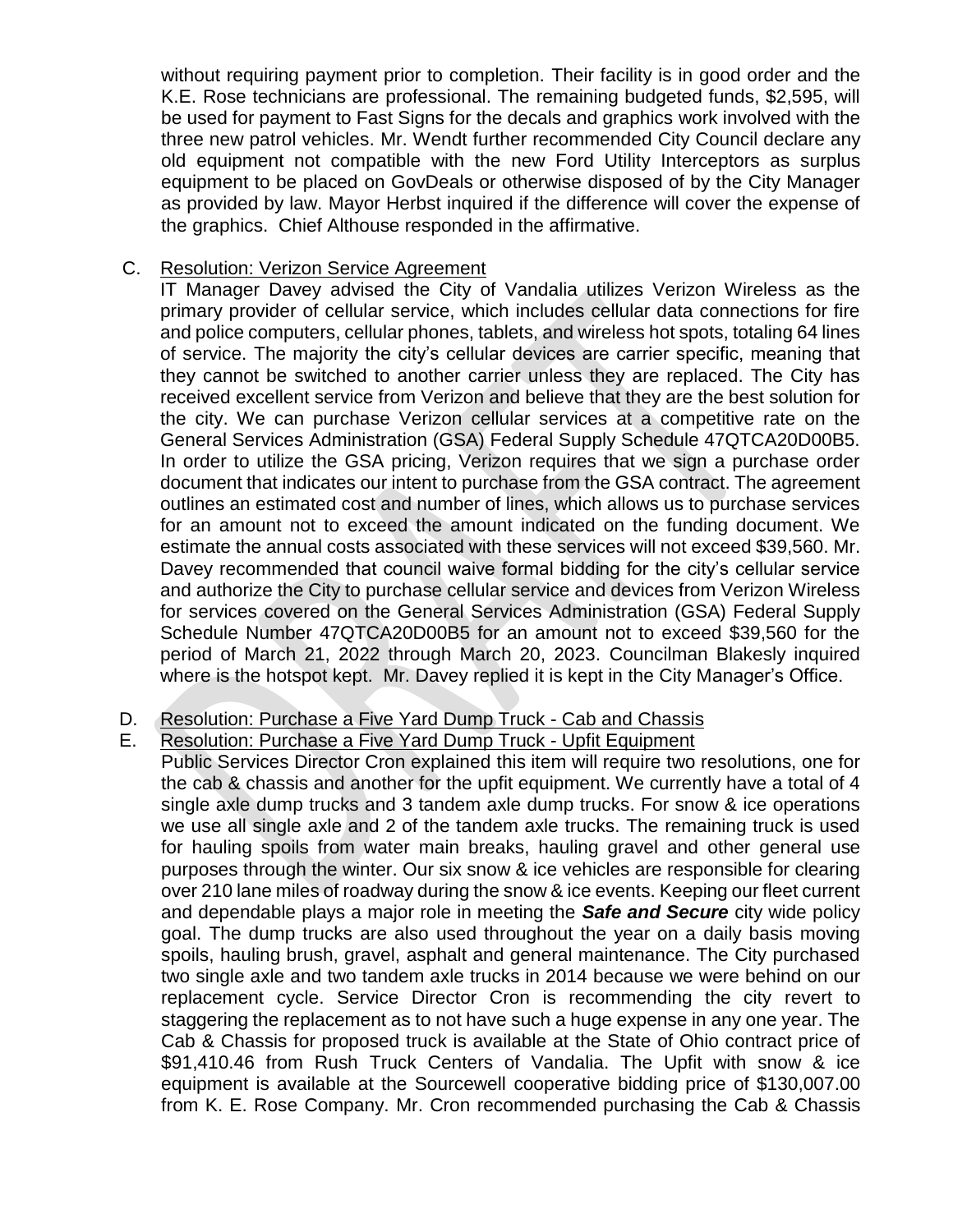without requiring payment prior to completion. Their facility is in good order and the K.E. Rose technicians are professional. The remaining budgeted funds, $2,595, will be used for payment to Fast Signs for the decals and graphics work involved with the three new patrol vehicles. Mr. Wendt further recommended City Council declare any old equipment not compatible with the new Ford Utility Interceptors as surplus equipment to be placed on GovDeals or otherwise disposed of by the City Manager as provided by law. Mayor Herbst inquired if the difference will cover the expense of the graphics. Chief Althouse responded in the affirmative.

C. Resolution: Verizon Service Agreement

IT Manager Davey advised the City of Vandalia utilizes Verizon Wireless as the primary provider of cellular service, which includes cellular data connections for fire and police computers, cellular phones, tablets, and wireless hot spots, totaling 64 lines of service. The majority the city's cellular devices are carrier specific, meaning that they cannot be switched to another carrier unless they are replaced. The City has received excellent service from Verizon and believe that they are the best solution for the city. We can purchase Verizon cellular services at a competitive rate on the General Services Administration (GSA) Federal Supply Schedule 47QTCA20D00B5. In order to utilize the GSA pricing, Verizon requires that we sign a purchase order document that indicates our intent to purchase from the GSA contract. The agreement outlines an estimated cost and number of lines, which allows us to purchase services for an amount not to exceed the amount indicated on the funding document. We estimate the annual costs associated with these services will not exceed $39,560. Mr. Davey recommended that council waive formal bidding for the city's cellular service and authorize the City to purchase cellular service and devices from Verizon Wireless for services covered on the General Services Administration (GSA) Federal Supply Schedule Number 47QTCA20D00B5 for an amount not to exceed $39,560 for the period of March 21, 2022 through March 20, 2023. Councilman Blakesly inquired where is the hotspot kept. Mr. Davey replied it is kept in the City Manager's Office.

D. Resolution: Purchase a Five Yard Dump Truck - Cab and Chassis

E. Resolution: Purchase a Five Yard Dump Truck - Upfit Equipment

Public Services Director Cron explained this item will require two resolutions, one for the cab & chassis and another for the upfit equipment. We currently have a total of 4 single axle dump trucks and 3 tandem axle dump trucks. For snow & ice operations we use all single axle and 2 of the tandem axle trucks. The remaining truck is used for hauling spoils from water main breaks, hauling gravel and other general use purposes through the winter. Our six snow & ice vehicles are responsible for clearing over 210 lane miles of roadway during the snow & ice events. Keeping our fleet current and dependable plays a major role in meeting the ***Safe and Secure*** city wide policy goal. The dump trucks are also used throughout the year on a daily basis moving spoils, hauling brush, gravel, asphalt and general maintenance. The City purchased two single axle and two tandem axle trucks in 2014 because we were behind on our replacement cycle. Service Director Cron is recommending the city revert to staggering the replacement as to not have such a huge expense in any one year. The Cab & Chassis for proposed truck is available at the State of Ohio contract price of $91,410.46 from Rush Truck Centers of Vandalia. The Upfit with snow & ice equipment is available at the Sourcewell cooperative bidding price of $130,007.00 from K. E. Rose Company. Mr. Cron recommended purchasing the Cab & Chassis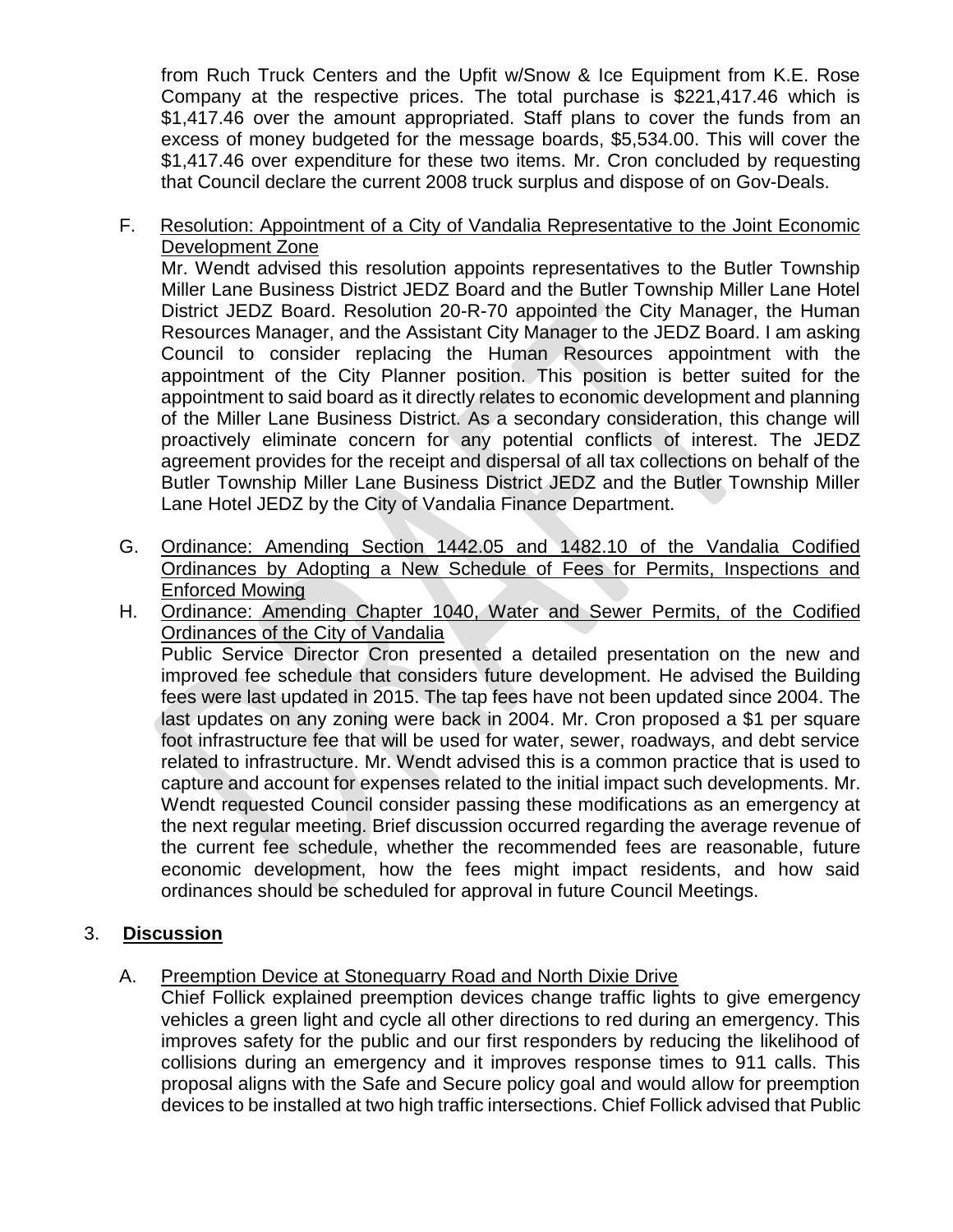from Ruch Truck Centers and the Upfit w/Snow & Ice Equipment from K.E. Rose Company at the respective prices. The total purchase is $221,417.46 which is $1,417.46 over the amount appropriated. Staff plans to cover the funds from an excess of money budgeted for the message boards, $5,534.00. This will cover the $1,417.46 over expenditure for these two items. Mr. Cron concluded by requesting that Council declare the current 2008 truck surplus and dispose of on Gov-Deals.

F. <u>Resolution: Appointment of a City of Vandalia Representative to the Joint Economic Development Zone</u>

Mr. Wendt advised this resolution appoints representatives to the Butler Township Miller Lane Business District JEDZ Board and the Butler Township Miller Lane Hotel District JEDZ Board. Resolution 20-R-70 appointed the City Manager, the Human Resources Manager, and the Assistant City Manager to the JEDZ Board. I am asking Council to consider replacing the Human Resources appointment with the appointment of the City Planner position. This position is better suited for the appointment to said board as it directly relates to economic development and planning of the Miller Lane Business District. As a secondary consideration, this change will proactively eliminate concern for any potential conflicts of interest. The JEDZ agreement provides for the receipt and dispersal of all tax collections on behalf of the Butler Township Miller Lane Business District JEDZ and the Butler Township Miller Lane Hotel JEDZ by the City of Vandalia Finance Department.

G. <u>Ordinance: Amending Section 1442.05 and 1482.10 of the Vandalia Codified Ordinances by Adopting a New Schedule of Fees for Permits, Inspections and Enforced Mowing</u>

H. <u>Ordinance: Amending Chapter 1040, Water and Sewer Permits, of the Codified Ordinances of the City of Vandalia</u>

Public Service Director Cron presented a detailed presentation on the new and improved fee schedule that considers future development. He advised the Building fees were last updated in 2015. The tap fees have not been updated since 2004. The last updates on any zoning were back in 2004. Mr. Cron proposed a $1 per square foot infrastructure fee that will be used for water, sewer, roadways, and debt service related to infrastructure. Mr. Wendt advised this is a common practice that is used to capture and account for expenses related to the initial impact such developments. Mr. Wendt requested Council consider passing these modifications as an emergency at the next regular meeting. Brief discussion occurred regarding the average revenue of the current fee schedule, whether the recommended fees are reasonable, future economic development, how the fees might impact residents, and how said ordinances should be scheduled for approval in future Council Meetings.

## 3. **Discussion**

A. <u>Preemption Device at Stonequarry Road and North Dixie Drive</u>

Chief Follick explained preemption devices change traffic lights to give emergency vehicles a green light and cycle all other directions to red during an emergency. This improves safety for the public and our first responders by reducing the likelihood of collisions during an emergency and it improves response times to 911 calls. This proposal aligns with the Safe and Secure policy goal and would allow for preemption devices to be installed at two high traffic intersections. Chief Follick advised that Public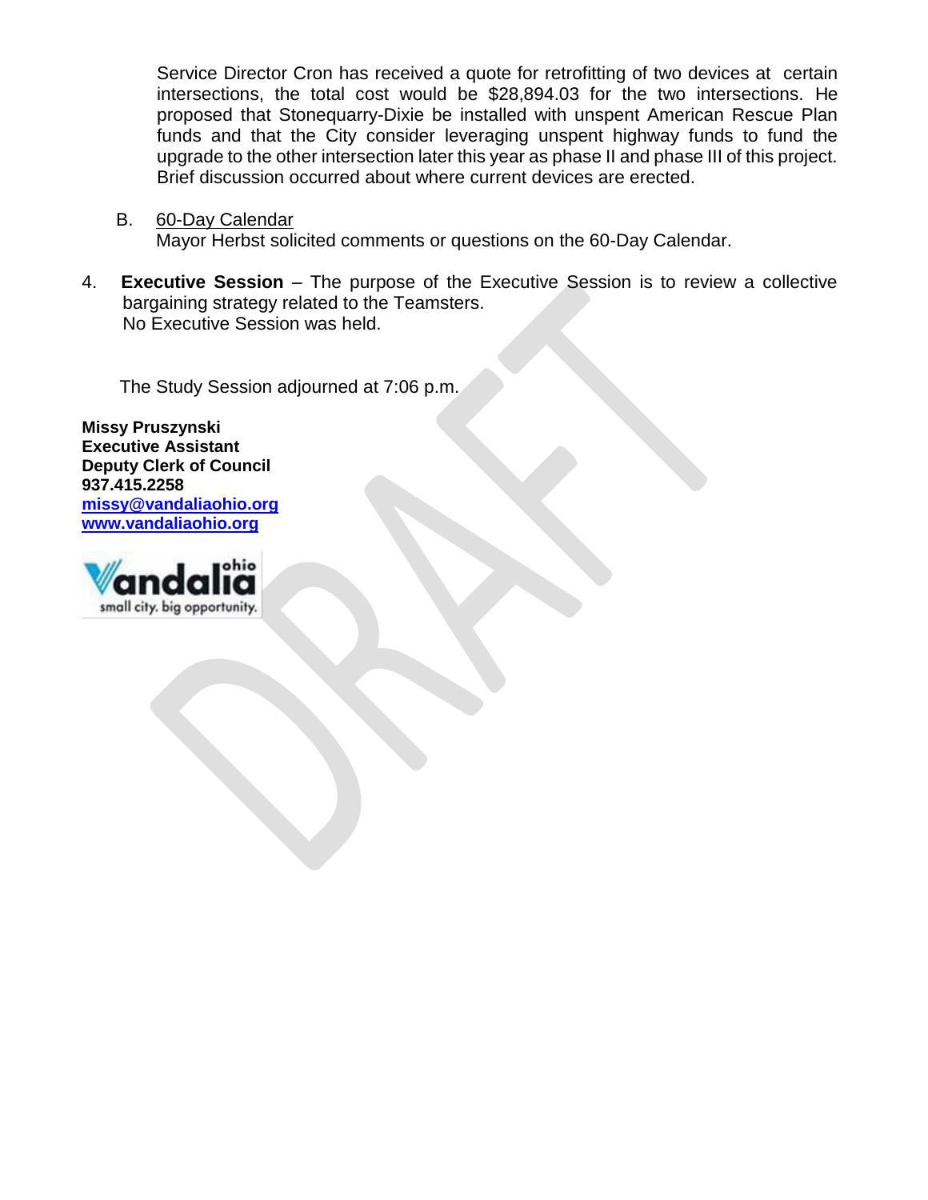Service Director Cron has received a quote for retrofitting of two devices at certain intersections, the total cost would be $28,894.03 for the two intersections. He proposed that Stonequarry-Dixie be installed with unspent American Rescue Plan funds and that the City consider leveraging unspent highway funds to fund the upgrade to the other intersection later this year as phase II and phase III of this project. Brief discussion occurred about where current devices are erected.

B. <u>60-Day Calendar</u>
Mayor Herbst solicited comments or questions on the 60-Day Calendar.

4. **Executive Session** – The purpose of the Executive Session is to review a collective bargaining strategy related to the Teamsters.
No Executive Session was held.

The Study Session adjourned at 7:06 p.m.

**Missy Pruszynski**
**Executive Assistant**
**Deputy Clerk of Council**
**937.415.2258**
**[missy@vandaliaohio.org](mailto:missy@vandaliaohio.org)**
**[www.vandaliaohio.org](http://www.vandaliaohio.org)**

Vandalia ohio
small city. big opportunity.